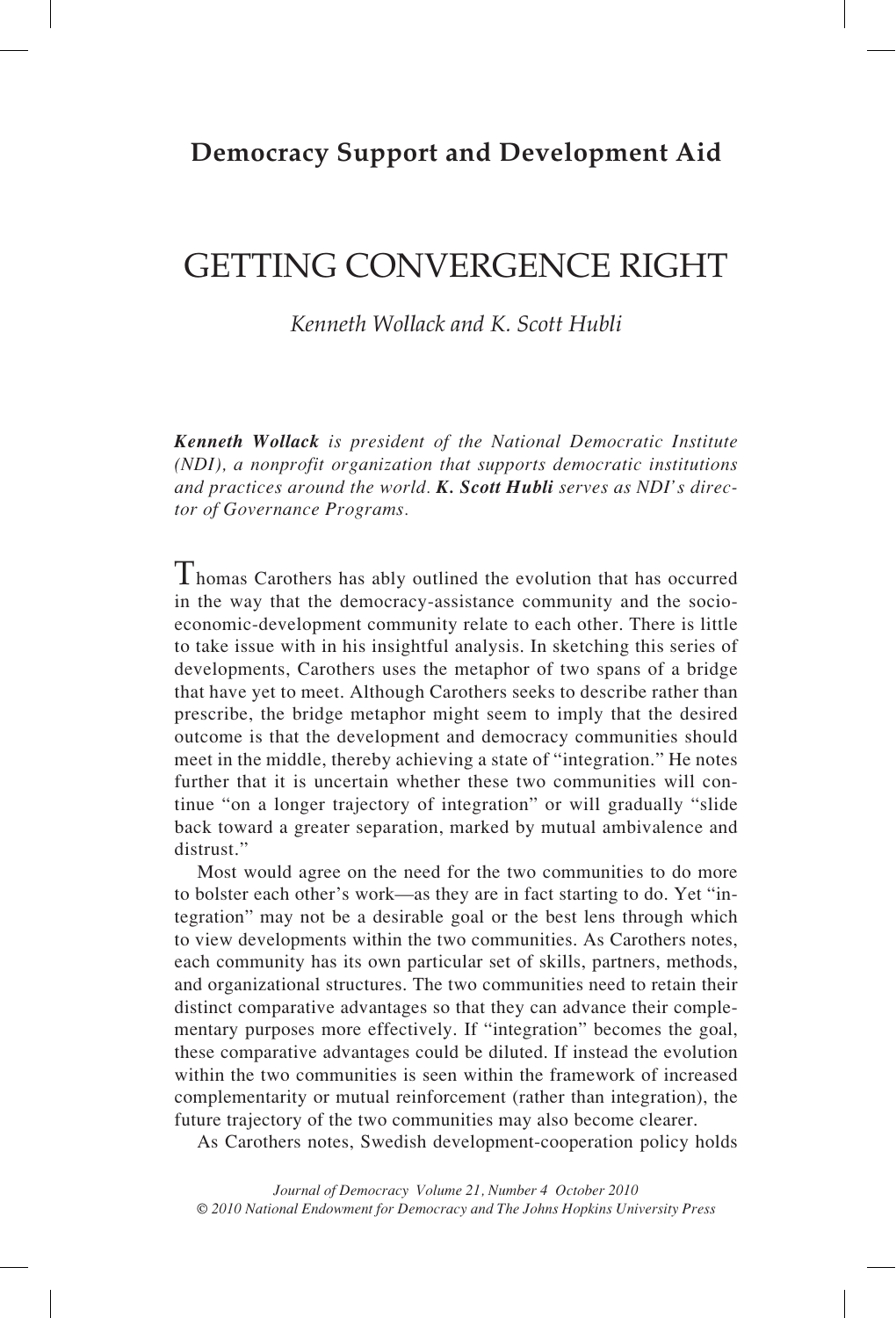## Democracy Support and Development Aid

# GETTING CONVERGENCE RIGHT

*Kenneth Wollack and K. Scott Hubli*

***Kenneth Wollack*** *is president of the National Democratic Institute (NDI), a nonprofit organization that supports democratic institutions and practices around the world.* ***K. Scott Hubli*** *serves as NDI's director of Governance Programs.*

Thomas Carothers has ably outlined the evolution that has occurred in the way that the democracy-assistance community and the socio-economic-development community relate to each other. There is little to take issue with in his insightful analysis. In sketching this series of developments, Carothers uses the metaphor of two spans of a bridge that have yet to meet. Although Carothers seeks to describe rather than prescribe, the bridge metaphor might seem to imply that the desired outcome is that the development and democracy communities should meet in the middle, thereby achieving a state of "integration." He notes further that it is uncertain whether these two communities will continue "on a longer trajectory of integration" or will gradually "slide back toward a greater separation, marked by mutual ambivalence and distrust."

Most would agree on the need for the two communities to do more to bolster each other's work—as they are in fact starting to do. Yet "integration" may not be a desirable goal or the best lens through which to view developments within the two communities. As Carothers notes, each community has its own particular set of skills, partners, methods, and organizational structures. The two communities need to retain their distinct comparative advantages so that they can advance their complementary purposes more effectively. If "integration" becomes the goal, these comparative advantages could be diluted. If instead the evolution within the two communities is seen within the framework of increased complementarity or mutual reinforcement (rather than integration), the future trajectory of the two communities may also become clearer.

As Carothers notes, Swedish development-cooperation policy holds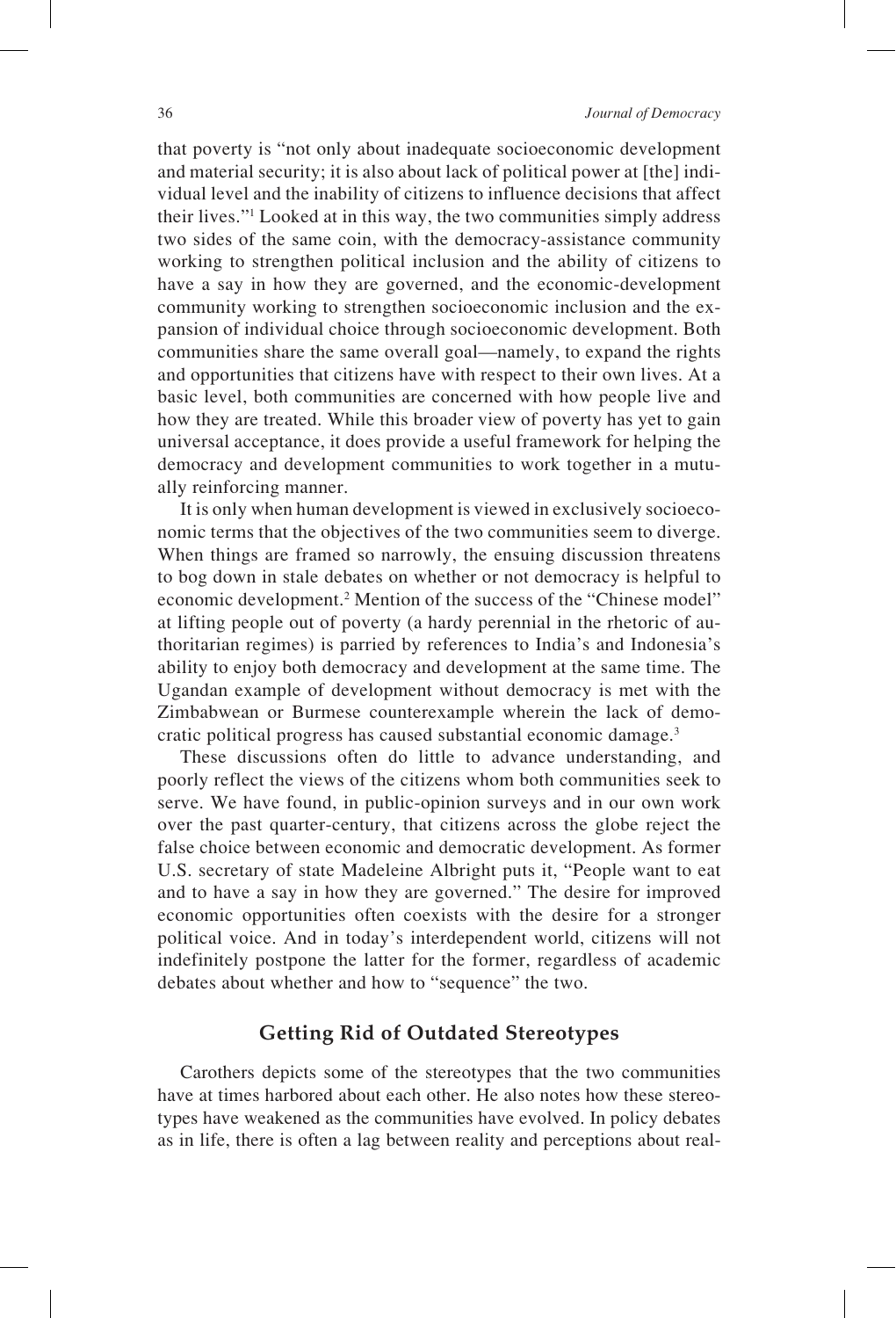that poverty is "not only about inadequate socioeconomic development and material security; it is also about lack of political power at [the] individual level and the inability of citizens to influence decisions that affect their lives."[1] Looked at in this way, the two communities simply address two sides of the same coin, with the democracy-assistance community working to strengthen political inclusion and the ability of citizens to have a say in how they are governed, and the economic-development community working to strengthen socioeconomic inclusion and the expansion of individual choice through socioeconomic development. Both communities share the same overall goal—namely, to expand the rights and opportunities that citizens have with respect to their own lives. At a basic level, both communities are concerned with how people live and how they are treated. While this broader view of poverty has yet to gain universal acceptance, it does provide a useful framework for helping the democracy and development communities to work together in a mutually reinforcing manner.

It is only when human development is viewed in exclusively socioeconomic terms that the objectives of the two communities seem to diverge. When things are framed so narrowly, the ensuing discussion threatens to bog down in stale debates on whether or not democracy is helpful to economic development.[2] Mention of the success of the "Chinese model" at lifting people out of poverty (a hardy perennial in the rhetoric of authoritarian regimes) is parried by references to India's and Indonesia's ability to enjoy both democracy and development at the same time. The Ugandan example of development without democracy is met with the Zimbabwean or Burmese counterexample wherein the lack of democratic political progress has caused substantial economic damage.[3]

These discussions often do little to advance understanding, and poorly reflect the views of the citizens whom both communities seek to serve. We have found, in public-opinion surveys and in our own work over the past quarter-century, that citizens across the globe reject the false choice between economic and democratic development. As former U.S. secretary of state Madeleine Albright puts it, "People want to eat and to have a say in how they are governed." The desire for improved economic opportunities often coexists with the desire for a stronger political voice. And in today's interdependent world, citizens will not indefinitely postpone the latter for the former, regardless of academic debates about whether and how to "sequence" the two.

## Getting Rid of Outdated Stereotypes

Carothers depicts some of the stereotypes that the two communities have at times harbored about each other. He also notes how these stereotypes have weakened as the communities have evolved. In policy debates as in life, there is often a lag between reality and perceptions about real-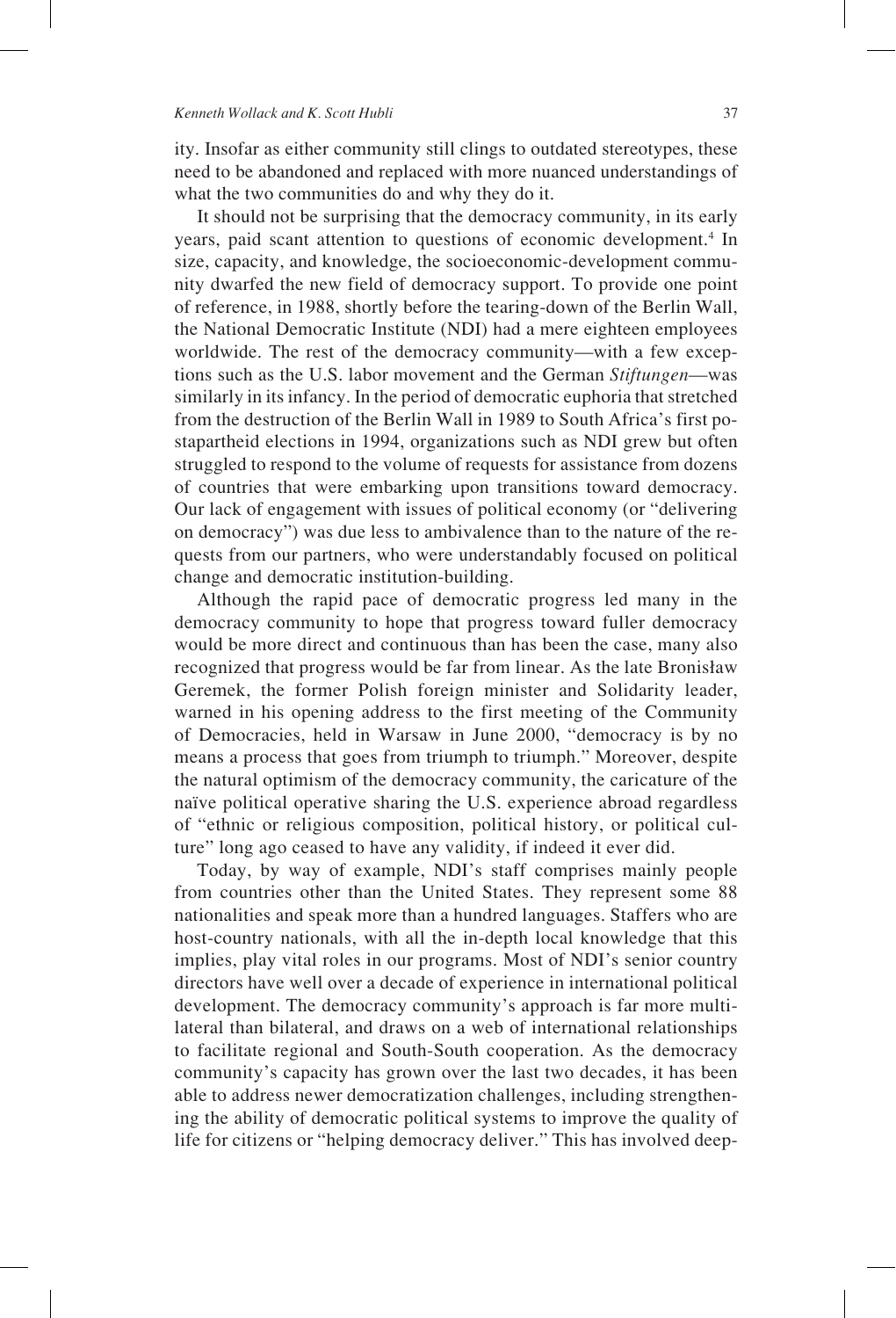ity. Insofar as either community still clings to outdated stereotypes, these need to be abandoned and replaced with more nuanced understandings of what the two communities do and why they do it.

It should not be surprising that the democracy community, in its early years, paid scant attention to questions of economic development.[4] In size, capacity, and knowledge, the socioeconomic-development community dwarfed the new field of democracy support. To provide one point of reference, in 1988, shortly before the tearing-down of the Berlin Wall, the National Democratic Institute (NDI) had a mere eighteen employees worldwide. The rest of the democracy community—with a few exceptions such as the U.S. labor movement and the German *Stiftungen*—was similarly in its infancy. In the period of democratic euphoria that stretched from the destruction of the Berlin Wall in 1989 to South Africa's first postapartheid elections in 1994, organizations such as NDI grew but often struggled to respond to the volume of requests for assistance from dozens of countries that were embarking upon transitions toward democracy. Our lack of engagement with issues of political economy (or "delivering on democracy") was due less to ambivalence than to the nature of the requests from our partners, who were understandably focused on political change and democratic institution-building.

Although the rapid pace of democratic progress led many in the democracy community to hope that progress toward fuller democracy would be more direct and continuous than has been the case, many also recognized that progress would be far from linear. As the late Bronisław Geremek, the former Polish foreign minister and Solidarity leader, warned in his opening address to the first meeting of the Community of Democracies, held in Warsaw in June 2000, "democracy is by no means a process that goes from triumph to triumph." Moreover, despite the natural optimism of the democracy community, the caricature of the naïve political operative sharing the U.S. experience abroad regardless of "ethnic or religious composition, political history, or political culture" long ago ceased to have any validity, if indeed it ever did.

Today, by way of example, NDI's staff comprises mainly people from countries other than the United States. They represent some 88 nationalities and speak more than a hundred languages. Staffers who are host-country nationals, with all the in-depth local knowledge that this implies, play vital roles in our programs. Most of NDI's senior country directors have well over a decade of experience in international political development. The democracy community's approach is far more multilateral than bilateral, and draws on a web of international relationships to facilitate regional and South-South cooperation. As the democracy community's capacity has grown over the last two decades, it has been able to address newer democratization challenges, including strengthening the ability of democratic political systems to improve the quality of life for citizens or "helping democracy deliver." This has involved deep-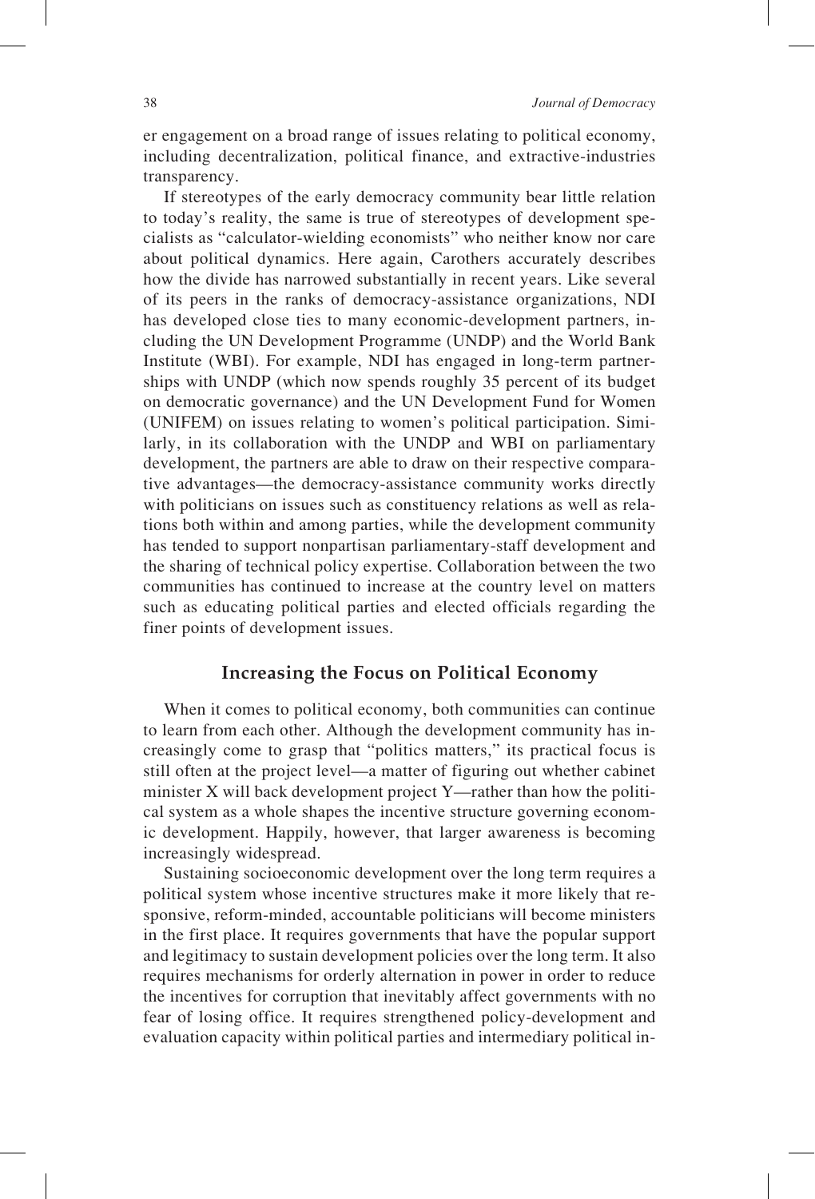er engagement on a broad range of issues relating to political economy, including decentralization, political finance, and extractive-industries transparency.

If stereotypes of the early democracy community bear little relation to today's reality, the same is true of stereotypes of development specialists as "calculator-wielding economists" who neither know nor care about political dynamics. Here again, Carothers accurately describes how the divide has narrowed substantially in recent years. Like several of its peers in the ranks of democracy-assistance organizations, NDI has developed close ties to many economic-development partners, including the UN Development Programme (UNDP) and the World Bank Institute (WBI). For example, NDI has engaged in long-term partnerships with UNDP (which now spends roughly 35 percent of its budget on democratic governance) and the UN Development Fund for Women (UNIFEM) on issues relating to women's political participation. Similarly, in its collaboration with the UNDP and WBI on parliamentary development, the partners are able to draw on their respective comparative advantages—the democracy-assistance community works directly with politicians on issues such as constituency relations as well as relations both within and among parties, while the development community has tended to support nonpartisan parliamentary-staff development and the sharing of technical policy expertise. Collaboration between the two communities has continued to increase at the country level on matters such as educating political parties and elected officials regarding the finer points of development issues.

## Increasing the Focus on Political Economy

When it comes to political economy, both communities can continue to learn from each other. Although the development community has increasingly come to grasp that "politics matters," its practical focus is still often at the project level—a matter of figuring out whether cabinet minister X will back development project Y—rather than how the political system as a whole shapes the incentive structure governing economic development. Happily, however, that larger awareness is becoming increasingly widespread.

Sustaining socioeconomic development over the long term requires a political system whose incentive structures make it more likely that responsive, reform-minded, accountable politicians will become ministers in the first place. It requires governments that have the popular support and legitimacy to sustain development policies over the long term. It also requires mechanisms for orderly alternation in power in order to reduce the incentives for corruption that inevitably affect governments with no fear of losing office. It requires strengthened policy-development and evaluation capacity within political parties and intermediary political in-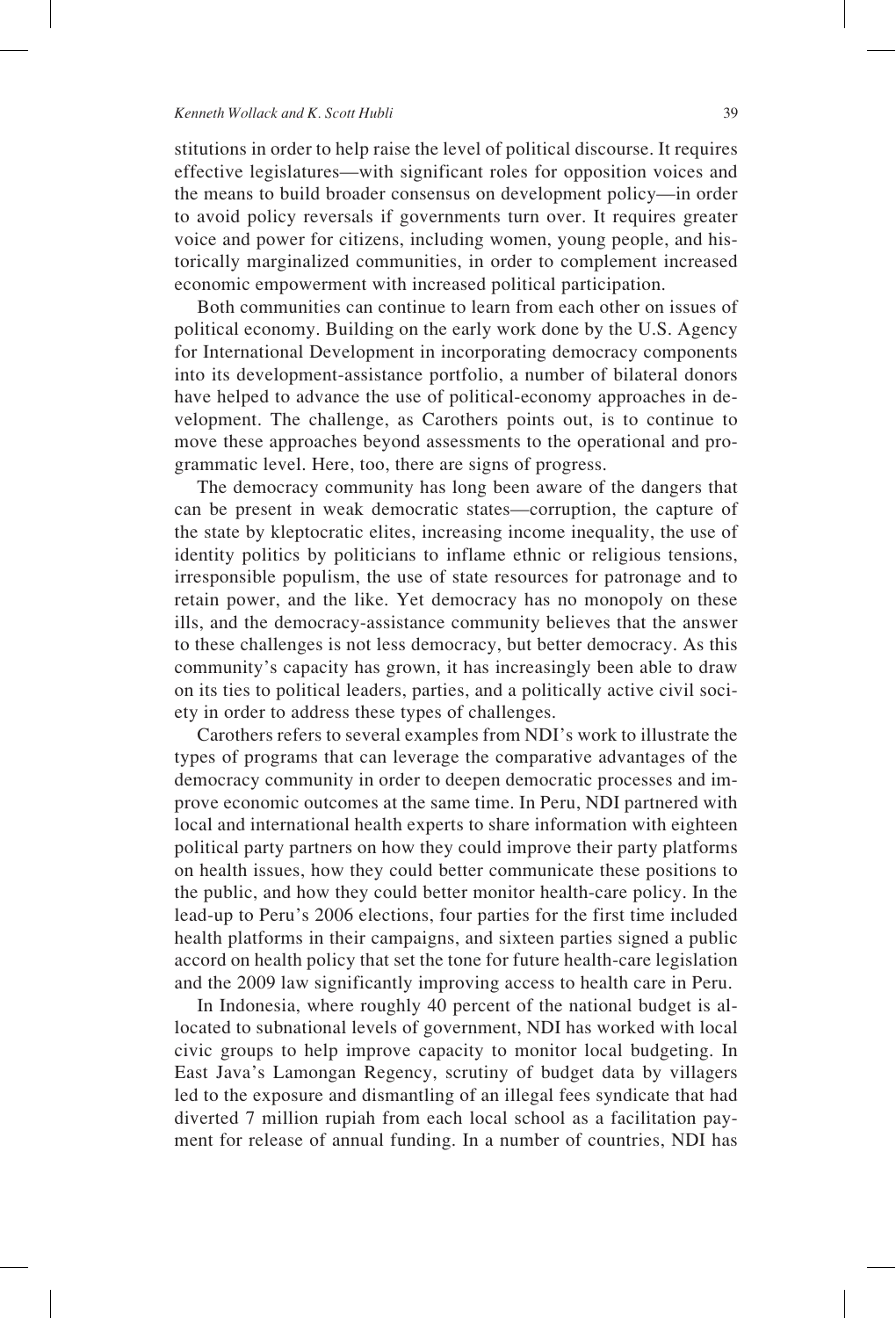stitutions in order to help raise the level of political discourse. It requires effective legislatures—with significant roles for opposition voices and the means to build broader consensus on development policy—in order to avoid policy reversals if governments turn over. It requires greater voice and power for citizens, including women, young people, and historically marginalized communities, in order to complement increased economic empowerment with increased political participation.

Both communities can continue to learn from each other on issues of political economy. Building on the early work done by the U.S. Agency for International Development in incorporating democracy components into its development-assistance portfolio, a number of bilateral donors have helped to advance the use of political-economy approaches in development. The challenge, as Carothers points out, is to continue to move these approaches beyond assessments to the operational and programmatic level. Here, too, there are signs of progress.

The democracy community has long been aware of the dangers that can be present in weak democratic states—corruption, the capture of the state by kleptocratic elites, increasing income inequality, the use of identity politics by politicians to inflame ethnic or religious tensions, irresponsible populism, the use of state resources for patronage and to retain power, and the like. Yet democracy has no monopoly on these ills, and the democracy-assistance community believes that the answer to these challenges is not less democracy, but better democracy. As this community's capacity has grown, it has increasingly been able to draw on its ties to political leaders, parties, and a politically active civil society in order to address these types of challenges.

Carothers refers to several examples from NDI's work to illustrate the types of programs that can leverage the comparative advantages of the democracy community in order to deepen democratic processes and improve economic outcomes at the same time. In Peru, NDI partnered with local and international health experts to share information with eighteen political party partners on how they could improve their party platforms on health issues, how they could better communicate these positions to the public, and how they could better monitor health-care policy. In the lead-up to Peru's 2006 elections, four parties for the first time included health platforms in their campaigns, and sixteen parties signed a public accord on health policy that set the tone for future health-care legislation and the 2009 law significantly improving access to health care in Peru.

In Indonesia, where roughly 40 percent of the national budget is allocated to subnational levels of government, NDI has worked with local civic groups to help improve capacity to monitor local budgeting. In East Java's Lamongan Regency, scrutiny of budget data by villagers led to the exposure and dismantling of an illegal fees syndicate that had diverted 7 million rupiah from each local school as a facilitation payment for release of annual funding. In a number of countries, NDI has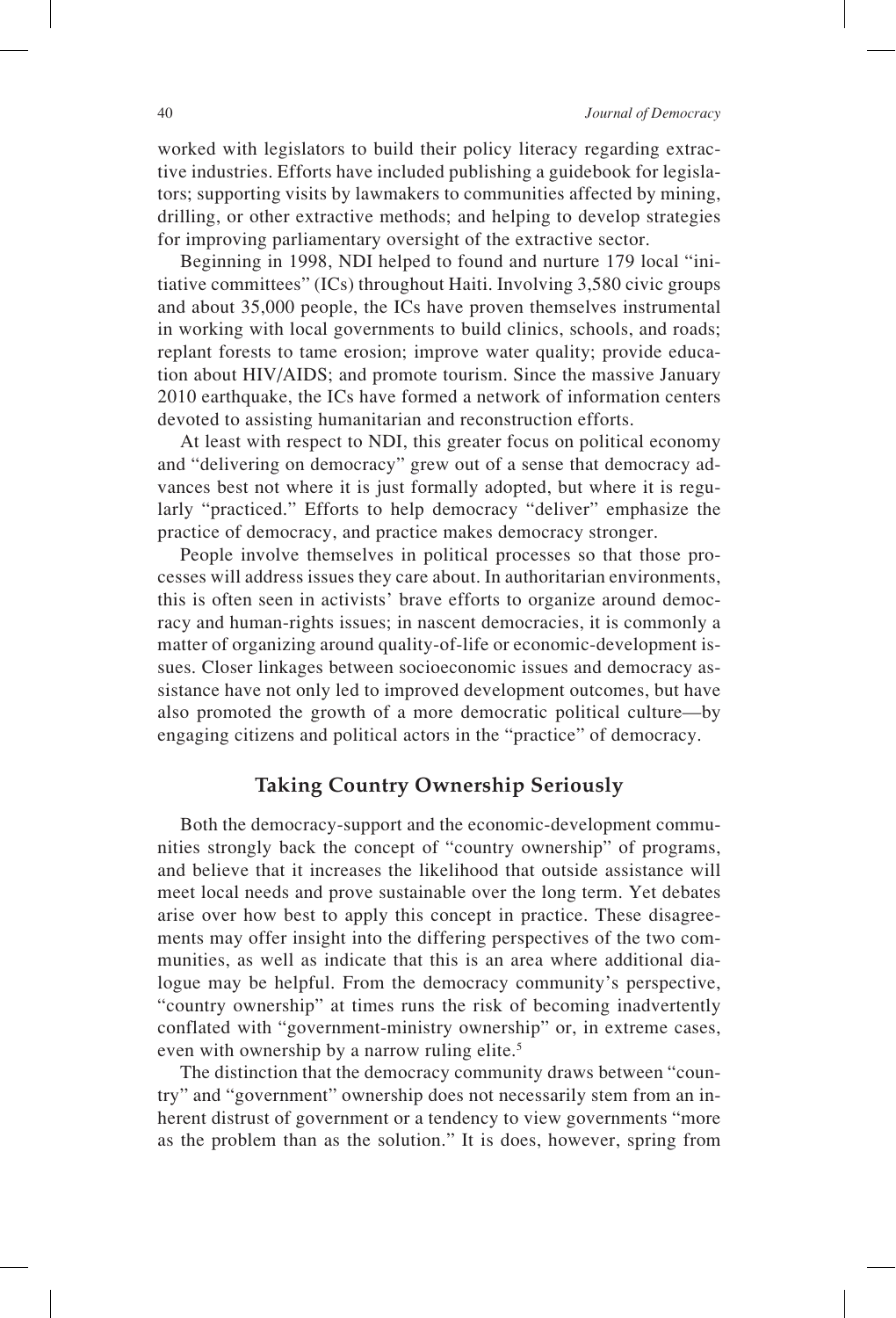worked with legislators to build their policy literacy regarding extractive industries. Efforts have included publishing a guidebook for legislators; supporting visits by lawmakers to communities affected by mining, drilling, or other extractive methods; and helping to develop strategies for improving parliamentary oversight of the extractive sector.

Beginning in 1998, NDI helped to found and nurture 179 local "initiative committees" (ICs) throughout Haiti. Involving 3,580 civic groups and about 35,000 people, the ICs have proven themselves instrumental in working with local governments to build clinics, schools, and roads; replant forests to tame erosion; improve water quality; provide education about HIV/AIDS; and promote tourism. Since the massive January 2010 earthquake, the ICs have formed a network of information centers devoted to assisting humanitarian and reconstruction efforts.

At least with respect to NDI, this greater focus on political economy and "delivering on democracy" grew out of a sense that democracy advances best not where it is just formally adopted, but where it is regularly "practiced." Efforts to help democracy "deliver" emphasize the practice of democracy, and practice makes democracy stronger.

People involve themselves in political processes so that those processes will address issues they care about. In authoritarian environments, this is often seen in activists' brave efforts to organize around democracy and human-rights issues; in nascent democracies, it is commonly a matter of organizing around quality-of-life or economic-development issues. Closer linkages between socioeconomic issues and democracy assistance have not only led to improved development outcomes, but have also promoted the growth of a more democratic political culture—by engaging citizens and political actors in the "practice" of democracy.

## Taking Country Ownership Seriously

Both the democracy-support and the economic-development communities strongly back the concept of "country ownership" of programs, and believe that it increases the likelihood that outside assistance will meet local needs and prove sustainable over the long term. Yet debates arise over how best to apply this concept in practice. These disagreements may offer insight into the differing perspectives of the two communities, as well as indicate that this is an area where additional dialogue may be helpful. From the democracy community's perspective, "country ownership" at times runs the risk of becoming inadvertently conflated with "government-ministry ownership" or, in extreme cases, even with ownership by a narrow ruling elite.[5]

The distinction that the democracy community draws between "country" and "government" ownership does not necessarily stem from an inherent distrust of government or a tendency to view governments "more as the problem than as the solution." It is does, however, spring from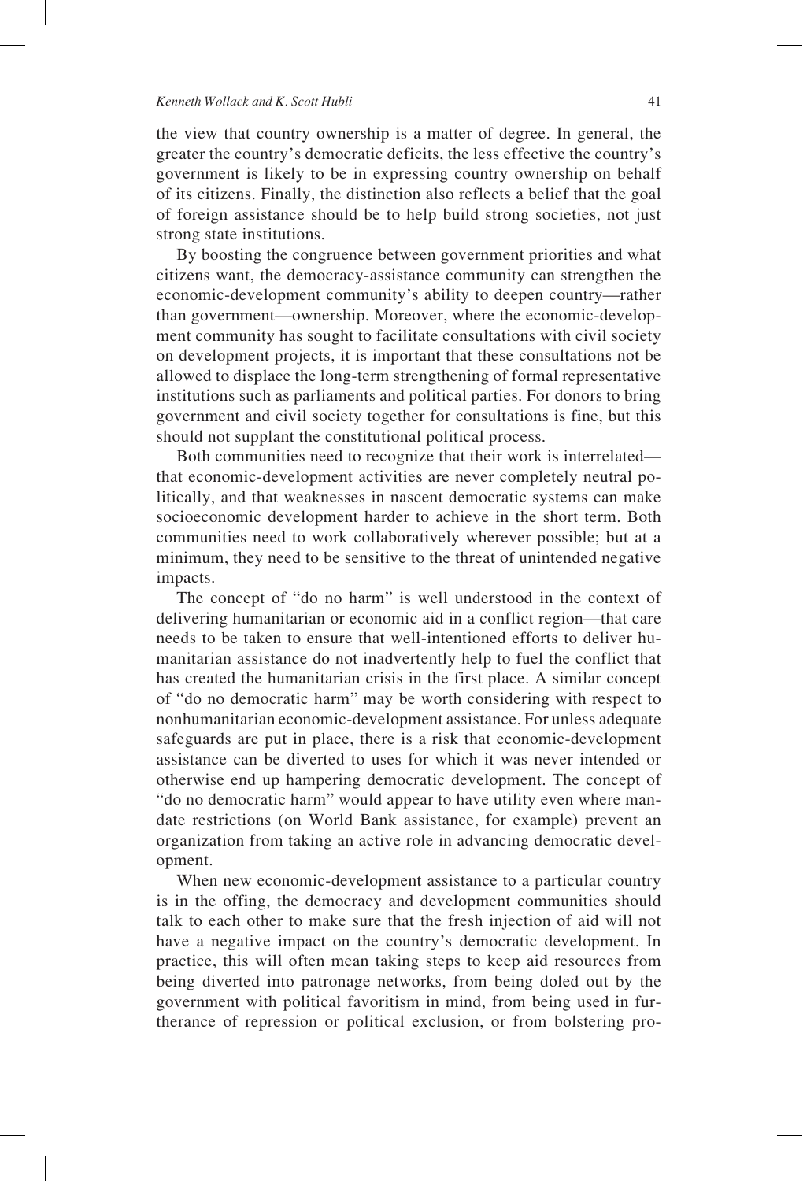the view that country ownership is a matter of degree. In general, the greater the country's democratic deficits, the less effective the country's government is likely to be in expressing country ownership on behalf of its citizens. Finally, the distinction also reflects a belief that the goal of foreign assistance should be to help build strong societies, not just strong state institutions.

By boosting the congruence between government priorities and what citizens want, the democracy-assistance community can strengthen the economic-development community's ability to deepen country—rather than government—ownership. Moreover, where the economic-development community has sought to facilitate consultations with civil society on development projects, it is important that these consultations not be allowed to displace the long-term strengthening of formal representative institutions such as parliaments and political parties. For donors to bring government and civil society together for consultations is fine, but this should not supplant the constitutional political process.

Both communities need to recognize that their work is interrelated—that economic-development activities are never completely neutral politically, and that weaknesses in nascent democratic systems can make socioeconomic development harder to achieve in the short term. Both communities need to work collaboratively wherever possible; but at a minimum, they need to be sensitive to the threat of unintended negative impacts.

The concept of "do no harm" is well understood in the context of delivering humanitarian or economic aid in a conflict region—that care needs to be taken to ensure that well-intentioned efforts to deliver humanitarian assistance do not inadvertently help to fuel the conflict that has created the humanitarian crisis in the first place. A similar concept of "do no democratic harm" may be worth considering with respect to nonhumanitarian economic-development assistance. For unless adequate safeguards are put in place, there is a risk that economic-development assistance can be diverted to uses for which it was never intended or otherwise end up hampering democratic development. The concept of "do no democratic harm" would appear to have utility even where mandate restrictions (on World Bank assistance, for example) prevent an organization from taking an active role in advancing democratic development.

When new economic-development assistance to a particular country is in the offing, the democracy and development communities should talk to each other to make sure that the fresh injection of aid will not have a negative impact on the country's democratic development. In practice, this will often mean taking steps to keep aid resources from being diverted into patronage networks, from being doled out by the government with political favoritism in mind, from being used in furtherance of repression or political exclusion, or from bolstering pro-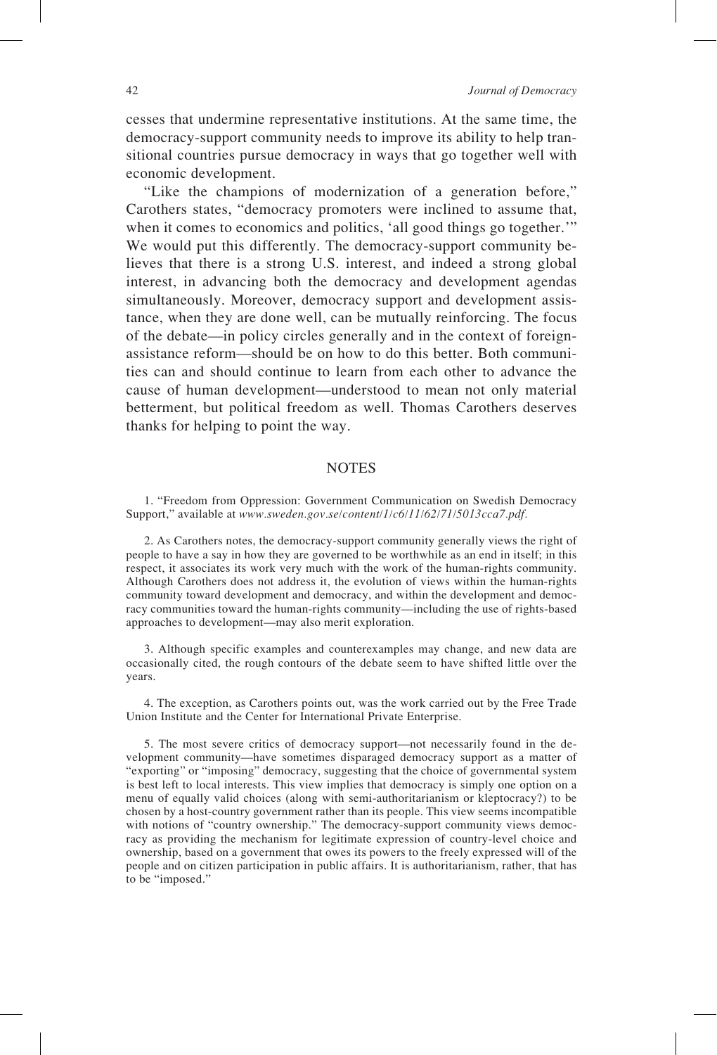cesses that undermine representative institutions. At the same time, the democracy-support community needs to improve its ability to help transitional countries pursue democracy in ways that go together well with economic development.

"Like the champions of modernization of a generation before," Carothers states, "democracy promoters were inclined to assume that, when it comes to economics and politics, 'all good things go together.'" We would put this differently. The democracy-support community believes that there is a strong U.S. interest, and indeed a strong global interest, in advancing both the democracy and development agendas simultaneously. Moreover, democracy support and development assistance, when they are done well, can be mutually reinforcing. The focus of the debate—in policy circles generally and in the context of foreign-assistance reform—should be on how to do this better. Both communities can and should continue to learn from each other to advance the cause of human development—understood to mean not only material betterment, but political freedom as well. Thomas Carothers deserves thanks for helping to point the way.

## NOTES

1. "Freedom from Oppression: Government Communication on Swedish Democracy Support," available at *www.sweden.gov.se/content/1/c6/11/62/71/5013cca7.pdf.*

2. As Carothers notes, the democracy-support community generally views the right of people to have a say in how they are governed to be worthwhile as an end in itself; in this respect, it associates its work very much with the work of the human-rights community. Although Carothers does not address it, the evolution of views within the human-rights community toward development and democracy, and within the development and democracy communities toward the human-rights community—including the use of rights-based approaches to development—may also merit exploration.

3. Although specific examples and counterexamples may change, and new data are occasionally cited, the rough contours of the debate seem to have shifted little over the years.

4. The exception, as Carothers points out, was the work carried out by the Free Trade Union Institute and the Center for International Private Enterprise.

5. The most severe critics of democracy support—not necessarily found in the development community—have sometimes disparaged democracy support as a matter of "exporting" or "imposing" democracy, suggesting that the choice of governmental system is best left to local interests. This view implies that democracy is simply one option on a menu of equally valid choices (along with semi-authoritarianism or kleptocracy?) to be chosen by a host-country government rather than its people. This view seems incompatible with notions of "country ownership." The democracy-support community views democracy as providing the mechanism for legitimate expression of country-level choice and ownership, based on a government that owes its powers to the freely expressed will of the people and on citizen participation in public affairs. It is authoritarianism, rather, that has to be "imposed."